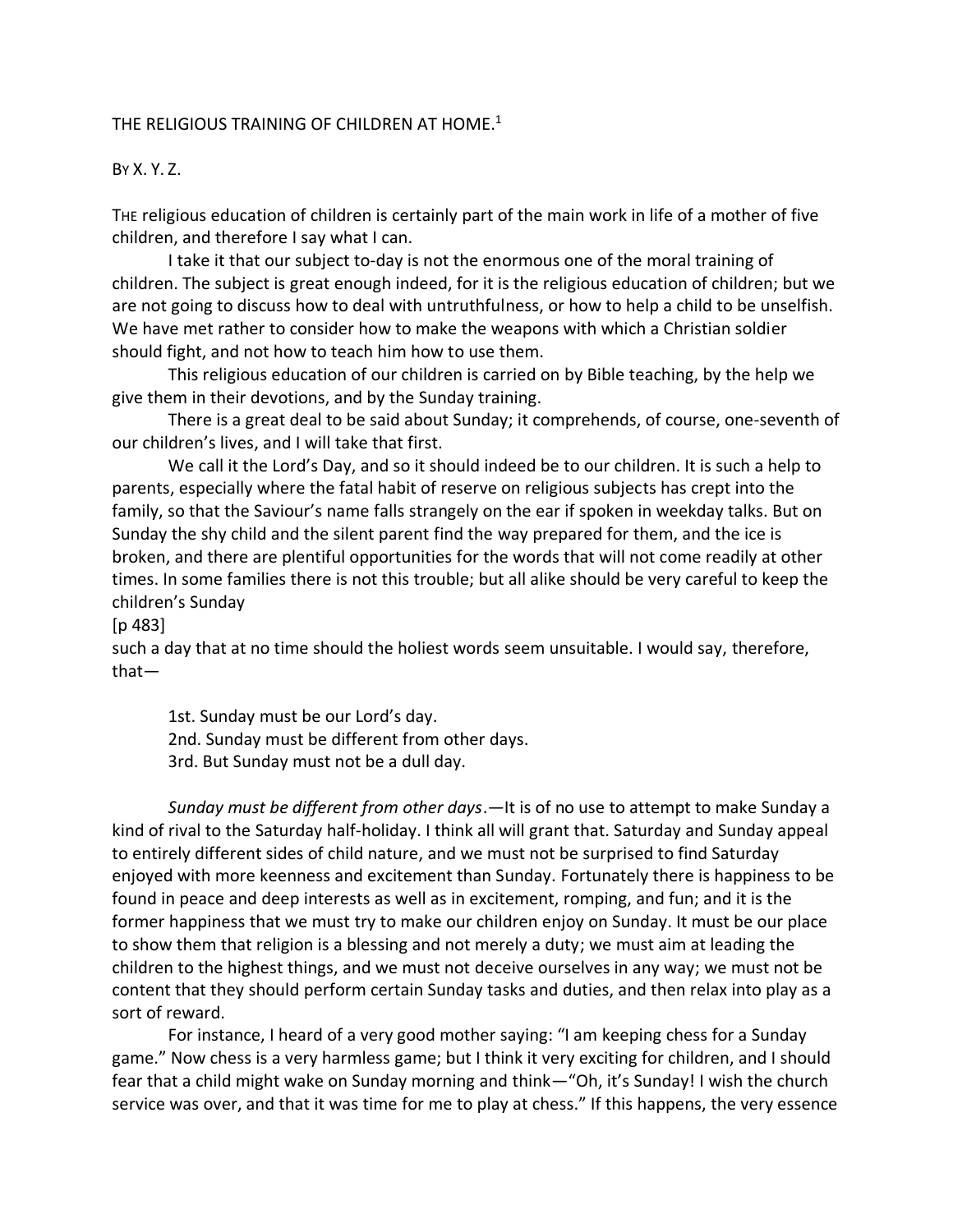# THE RELIGIOUS TRAINING OF CHILDREN AT HOME.[1]

BY X. Y. Z.

THE religious education of children is certainly part of the main work in life of a mother of five children, and therefore I say what I can.

I take it that our subject to-day is not the enormous one of the moral training of children. The subject is great enough indeed, for it is the religious education of children; but we are not going to discuss how to deal with untruthfulness, or how to help a child to be unselfish. We have met rather to consider how to make the weapons with which a Christian soldier should fight, and not how to teach him how to use them.

This religious education of our children is carried on by Bible teaching, by the help we give them in their devotions, and by the Sunday training.

There is a great deal to be said about Sunday; it comprehends, of course, one-seventh of our children's lives, and I will take that first.

We call it the Lord's Day, and so it should indeed be to our children. It is such a help to parents, especially where the fatal habit of reserve on religious subjects has crept into the family, so that the Saviour's name falls strangely on the ear if spoken in weekday talks. But on Sunday the shy child and the silent parent find the way prepared for them, and the ice is broken, and there are plentiful opportunities for the words that will not come readily at other times. In some families there is not this trouble; but all alike should be very careful to keep the children's Sunday

[p 483]

such a day that at no time should the holiest words seem unsuitable. I would say, therefore, that—

1st. Sunday must be our Lord's day.
2nd. Sunday must be different from other days.
3rd. But Sunday must not be a dull day.

*Sunday must be different from other days*.—It is of no use to attempt to make Sunday a kind of rival to the Saturday half-holiday. I think all will grant that. Saturday and Sunday appeal to entirely different sides of child nature, and we must not be surprised to find Saturday enjoyed with more keenness and excitement than Sunday. Fortunately there is happiness to be found in peace and deep interests as well as in excitement, romping, and fun; and it is the former happiness that we must try to make our children enjoy on Sunday. It must be our place to show them that religion is a blessing and not merely a duty; we must aim at leading the children to the highest things, and we must not deceive ourselves in any way; we must not be content that they should perform certain Sunday tasks and duties, and then relax into play as a sort of reward.

For instance, I heard of a very good mother saying: "I am keeping chess for a Sunday game." Now chess is a very harmless game; but I think it very exciting for children, and I should fear that a child might wake on Sunday morning and think—"Oh, it's Sunday! I wish the church service was over, and that it was time for me to play at chess." If this happens, the very essence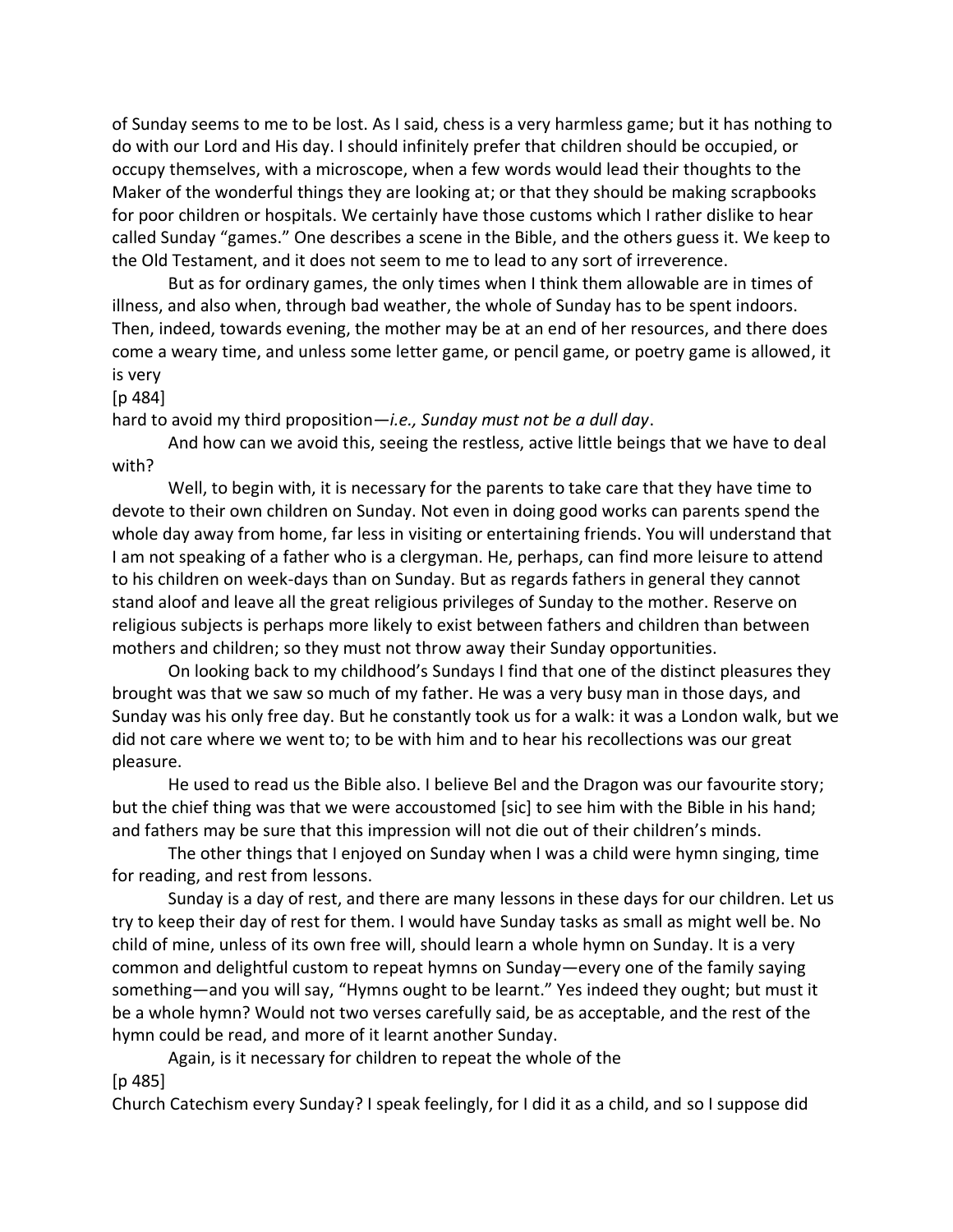of Sunday seems to me to be lost. As I said, chess is a very harmless game; but it has nothing to do with our Lord and His day. I should infinitely prefer that children should be occupied, or occupy themselves, with a microscope, when a few words would lead their thoughts to the Maker of the wonderful things they are looking at; or that they should be making scrapbooks for poor children or hospitals. We certainly have those customs which I rather dislike to hear called Sunday "games." One describes a scene in the Bible, and the others guess it. We keep to the Old Testament, and it does not seem to me to lead to any sort of irreverence.

But as for ordinary games, the only times when I think them allowable are in times of illness, and also when, through bad weather, the whole of Sunday has to be spent indoors. Then, indeed, towards evening, the mother may be at an end of her resources, and there does come a weary time, and unless some letter game, or pencil game, or poetry game is allowed, it is very

[p 484]

hard to avoid my third proposition—*i.e., Sunday must not be a dull day*.

And how can we avoid this, seeing the restless, active little beings that we have to deal with?

Well, to begin with, it is necessary for the parents to take care that they have time to devote to their own children on Sunday. Not even in doing good works can parents spend the whole day away from home, far less in visiting or entertaining friends. You will understand that I am not speaking of a father who is a clergyman. He, perhaps, can find more leisure to attend to his children on week-days than on Sunday. But as regards fathers in general they cannot stand aloof and leave all the great religious privileges of Sunday to the mother. Reserve on religious subjects is perhaps more likely to exist between fathers and children than between mothers and children; so they must not throw away their Sunday opportunities.

On looking back to my childhood's Sundays I find that one of the distinct pleasures they brought was that we saw so much of my father. He was a very busy man in those days, and Sunday was his only free day. But he constantly took us for a walk: it was a London walk, but we did not care where we went to; to be with him and to hear his recollections was our great pleasure.

He used to read us the Bible also. I believe Bel and the Dragon was our favourite story; but the chief thing was that we were accoustomed [sic] to see him with the Bible in his hand; and fathers may be sure that this impression will not die out of their children's minds.

The other things that I enjoyed on Sunday when I was a child were hymn singing, time for reading, and rest from lessons.

Sunday is a day of rest, and there are many lessons in these days for our children. Let us try to keep their day of rest for them. I would have Sunday tasks as small as might well be. No child of mine, unless of its own free will, should learn a whole hymn on Sunday. It is a very common and delightful custom to repeat hymns on Sunday—every one of the family saying something—and you will say, "Hymns ought to be learnt." Yes indeed they ought; but must it be a whole hymn? Would not two verses carefully said, be as acceptable, and the rest of the hymn could be read, and more of it learnt another Sunday.

Again, is it necessary for children to repeat the whole of the

[p 485]

Church Catechism every Sunday? I speak feelingly, for I did it as a child, and so I suppose did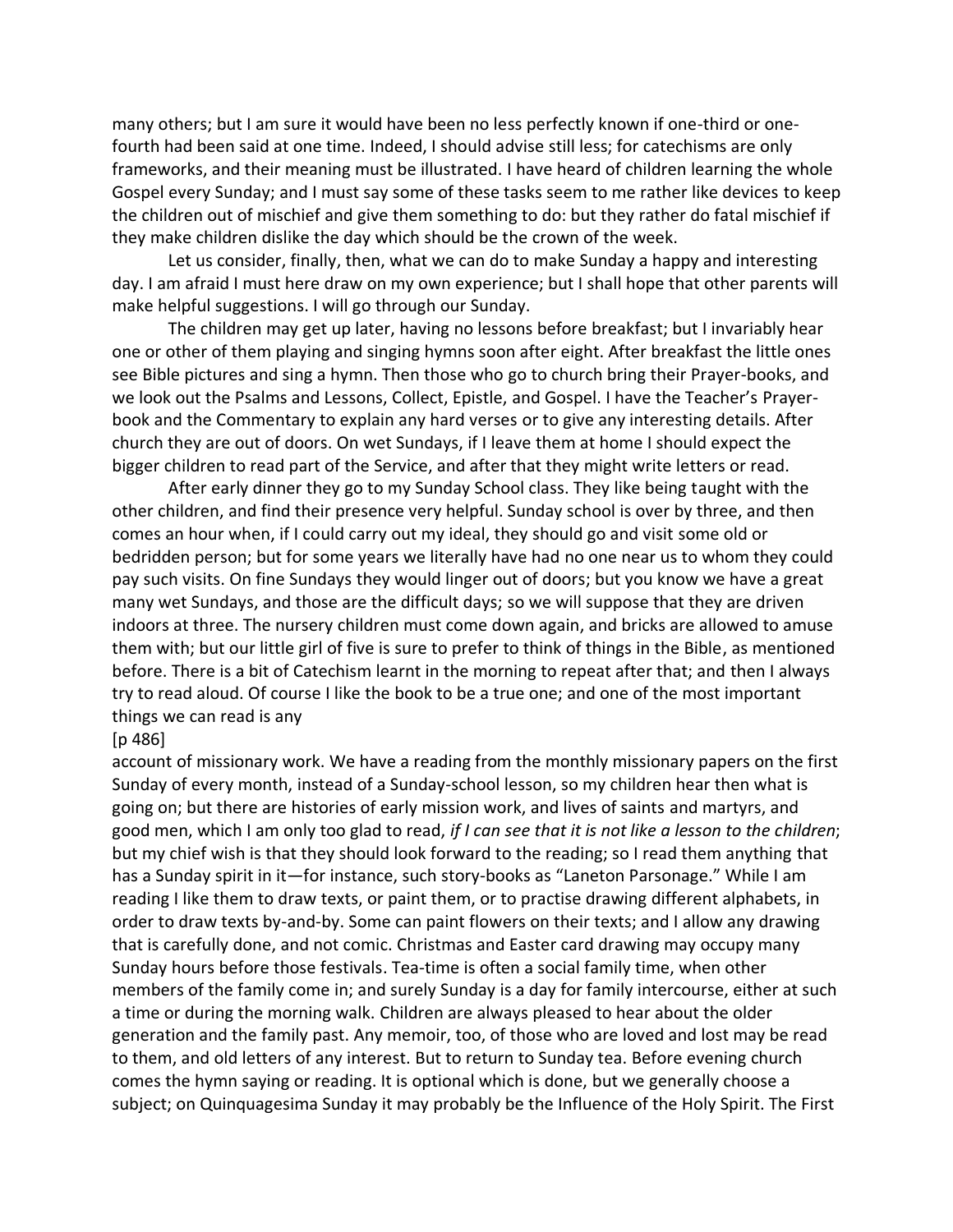many others; but I am sure it would have been no less perfectly known if one-third or one-fourth had been said at one time. Indeed, I should advise still less; for catechisms are only frameworks, and their meaning must be illustrated. I have heard of children learning the whole Gospel every Sunday; and I must say some of these tasks seem to me rather like devices to keep the children out of mischief and give them something to do: but they rather do fatal mischief if they make children dislike the day which should be the crown of the week.

Let us consider, finally, then, what we can do to make Sunday a happy and interesting day. I am afraid I must here draw on my own experience; but I shall hope that other parents will make helpful suggestions. I will go through our Sunday.

The children may get up later, having no lessons before breakfast; but I invariably hear one or other of them playing and singing hymns soon after eight. After breakfast the little ones see Bible pictures and sing a hymn. Then those who go to church bring their Prayer-books, and we look out the Psalms and Lessons, Collect, Epistle, and Gospel. I have the Teacher's Prayer-book and the Commentary to explain any hard verses or to give any interesting details. After church they are out of doors. On wet Sundays, if I leave them at home I should expect the bigger children to read part of the Service, and after that they might write letters or read.

After early dinner they go to my Sunday School class. They like being taught with the other children, and find their presence very helpful. Sunday school is over by three, and then comes an hour when, if I could carry out my ideal, they should go and visit some old or bedridden person; but for some years we literally have had no one near us to whom they could pay such visits. On fine Sundays they would linger out of doors; but you know we have a great many wet Sundays, and those are the difficult days; so we will suppose that they are driven indoors at three. The nursery children must come down again, and bricks are allowed to amuse them with; but our little girl of five is sure to prefer to think of things in the Bible, as mentioned before. There is a bit of Catechism learnt in the morning to repeat after that; and then I always try to read aloud. Of course I like the book to be a true one; and one of the most important things we can read is any

[p 486]

account of missionary work. We have a reading from the monthly missionary papers on the first Sunday of every month, instead of a Sunday-school lesson, so my children hear then what is going on; but there are histories of early mission work, and lives of saints and martyrs, and good men, which I am only too glad to read, *if I can see that it is not like a lesson to the children*; but my chief wish is that they should look forward to the reading; so I read them anything that has a Sunday spirit in it—for instance, such story-books as "Laneton Parsonage." While I am reading I like them to draw texts, or paint them, or to practise drawing different alphabets, in order to draw texts by-and-by. Some can paint flowers on their texts; and I allow any drawing that is carefully done, and not comic. Christmas and Easter card drawing may occupy many Sunday hours before those festivals. Tea-time is often a social family time, when other members of the family come in; and surely Sunday is a day for family intercourse, either at such a time or during the morning walk. Children are always pleased to hear about the older generation and the family past. Any memoir, too, of those who are loved and lost may be read to them, and old letters of any interest. But to return to Sunday tea. Before evening church comes the hymn saying or reading. It is optional which is done, but we generally choose a subject; on Quinquagesima Sunday it may probably be the Influence of the Holy Spirit. The First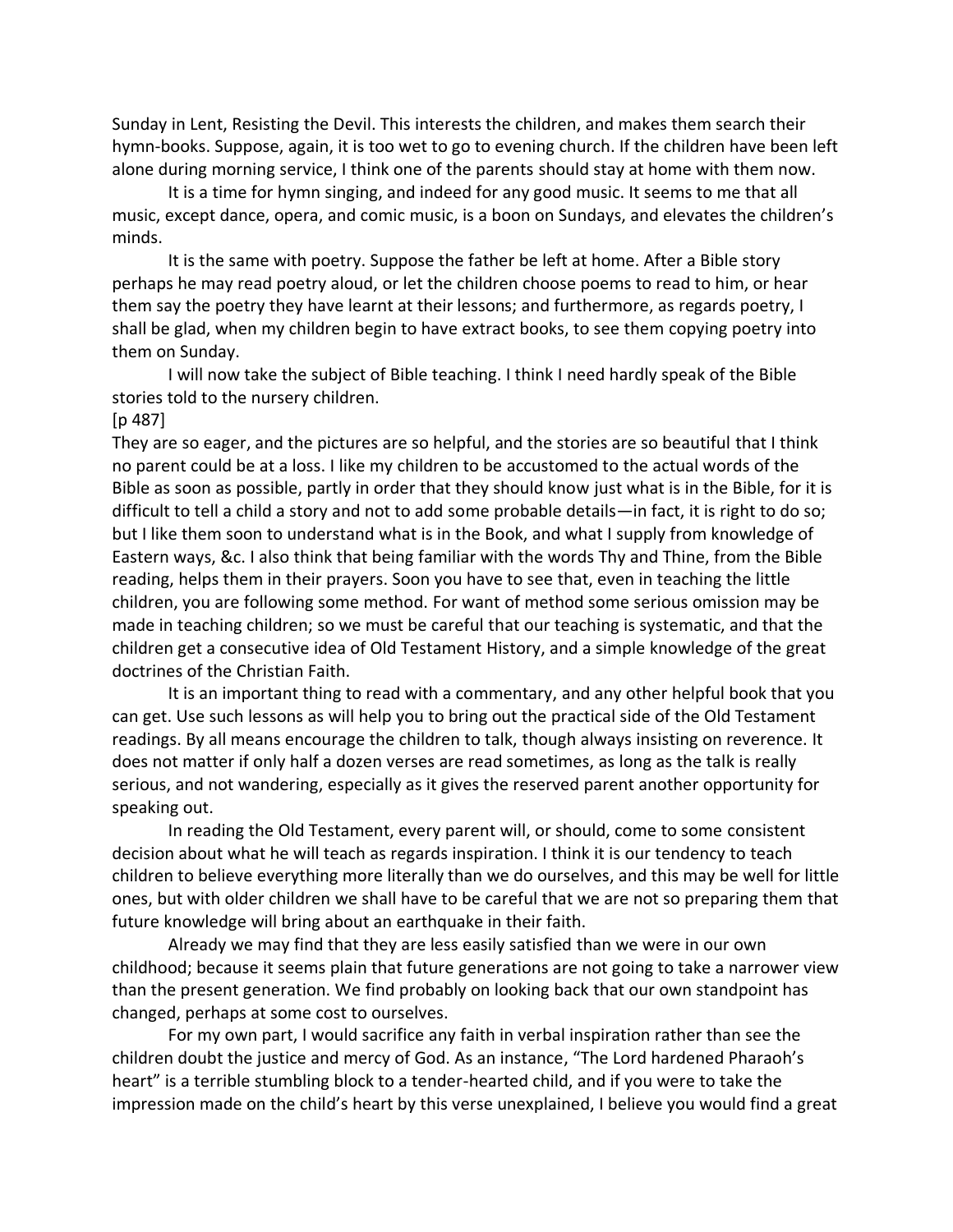Sunday in Lent, Resisting the Devil. This interests the children, and makes them search their hymn-books. Suppose, again, it is too wet to go to evening church. If the children have been left alone during morning service, I think one of the parents should stay at home with them now.

It is a time for hymn singing, and indeed for any good music. It seems to me that all music, except dance, opera, and comic music, is a boon on Sundays, and elevates the children's minds.

It is the same with poetry. Suppose the father be left at home. After a Bible story perhaps he may read poetry aloud, or let the children choose poems to read to him, or hear them say the poetry they have learnt at their lessons; and furthermore, as regards poetry, I shall be glad, when my children begin to have extract books, to see them copying poetry into them on Sunday.

I will now take the subject of Bible teaching. I think I need hardly speak of the Bible stories told to the nursery children.

[p 487]

They are so eager, and the pictures are so helpful, and the stories are so beautiful that I think no parent could be at a loss. I like my children to be accustomed to the actual words of the Bible as soon as possible, partly in order that they should know just what is in the Bible, for it is difficult to tell a child a story and not to add some probable details—in fact, it is right to do so; but I like them soon to understand what is in the Book, and what I supply from knowledge of Eastern ways, &c. I also think that being familiar with the words Thy and Thine, from the Bible reading, helps them in their prayers. Soon you have to see that, even in teaching the little children, you are following some method. For want of method some serious omission may be made in teaching children; so we must be careful that our teaching is systematic, and that the children get a consecutive idea of Old Testament History, and a simple knowledge of the great doctrines of the Christian Faith.

It is an important thing to read with a commentary, and any other helpful book that you can get. Use such lessons as will help you to bring out the practical side of the Old Testament readings. By all means encourage the children to talk, though always insisting on reverence. It does not matter if only half a dozen verses are read sometimes, as long as the talk is really serious, and not wandering, especially as it gives the reserved parent another opportunity for speaking out.

In reading the Old Testament, every parent will, or should, come to some consistent decision about what he will teach as regards inspiration. I think it is our tendency to teach children to believe everything more literally than we do ourselves, and this may be well for little ones, but with older children we shall have to be careful that we are not so preparing them that future knowledge will bring about an earthquake in their faith.

Already we may find that they are less easily satisfied than we were in our own childhood; because it seems plain that future generations are not going to take a narrower view than the present generation. We find probably on looking back that our own standpoint has changed, perhaps at some cost to ourselves.

For my own part, I would sacrifice any faith in verbal inspiration rather than see the children doubt the justice and mercy of God. As an instance, "The Lord hardened Pharaoh's heart" is a terrible stumbling block to a tender-hearted child, and if you were to take the impression made on the child's heart by this verse unexplained, I believe you would find a great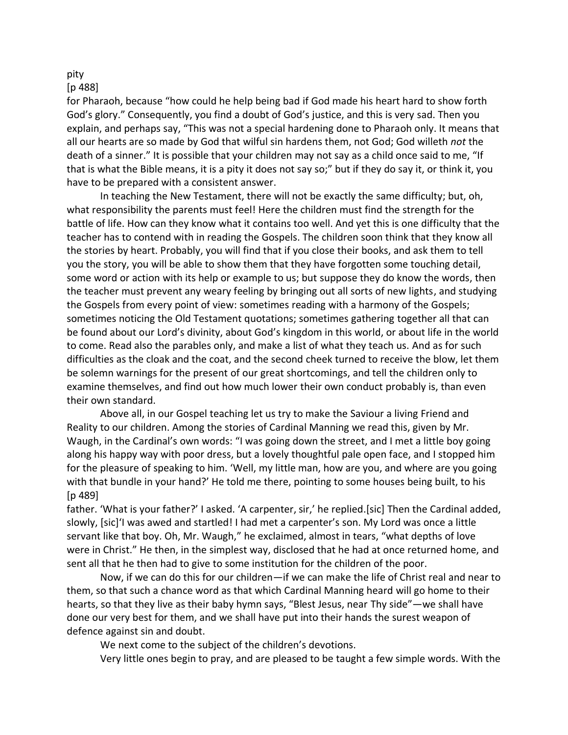pity

[p 488]

for Pharaoh, because "how could he help being bad if God made his heart hard to show forth God's glory." Consequently, you find a doubt of God's justice, and this is very sad. Then you explain, and perhaps say, "This was not a special hardening done to Pharaoh only. It means that all our hearts are so made by God that wilful sin hardens them, not God; God willeth *not* the death of a sinner." It is possible that your children may not say as a child once said to me, "If that is what the Bible means, it is a pity it does not say so;" but if they do say it, or think it, you have to be prepared with a consistent answer.

In teaching the New Testament, there will not be exactly the same difficulty; but, oh, what responsibility the parents must feel! Here the children must find the strength for the battle of life. How can they know what it contains too well. And yet this is one difficulty that the teacher has to contend with in reading the Gospels. The children soon think that they know all the stories by heart. Probably, you will find that if you close their books, and ask them to tell you the story, you will be able to show them that they have forgotten some touching detail, some word or action with its help or example to us; but suppose they do know the words, then the teacher must prevent any weary feeling by bringing out all sorts of new lights, and studying the Gospels from every point of view: sometimes reading with a harmony of the Gospels; sometimes noticing the Old Testament quotations; sometimes gathering together all that can be found about our Lord's divinity, about God's kingdom in this world, or about life in the world to come. Read also the parables only, and make a list of what they teach us. And as for such difficulties as the cloak and the coat, and the second cheek turned to receive the blow, let them be solemn warnings for the present of our great shortcomings, and tell the children only to examine themselves, and find out how much lower their own conduct probably is, than even their own standard.

Above all, in our Gospel teaching let us try to make the Saviour a living Friend and Reality to our children. Among the stories of Cardinal Manning we read this, given by Mr. Waugh, in the Cardinal's own words: "I was going down the street, and I met a little boy going along his happy way with poor dress, but a lovely thoughtful pale open face, and I stopped him for the pleasure of speaking to him. 'Well, my little man, how are you, and where are you going with that bundle in your hand?' He told me there, pointing to some houses being built, to his

[p 489]

father. 'What is your father?' I asked. 'A carpenter, sir,' he replied.[sic] Then the Cardinal added, slowly, [sic]'I was awed and startled! I had met a carpenter's son. My Lord was once a little servant like that boy. Oh, Mr. Waugh," he exclaimed, almost in tears, "what depths of love were in Christ." He then, in the simplest way, disclosed that he had at once returned home, and sent all that he then had to give to some institution for the children of the poor.

Now, if we can do this for our children—if we can make the life of Christ real and near to them, so that such a chance word as that which Cardinal Manning heard will go home to their hearts, so that they live as their baby hymn says, "Blest Jesus, near Thy side"—we shall have done our very best for them, and we shall have put into their hands the surest weapon of defence against sin and doubt.

We next come to the subject of the children's devotions.

Very little ones begin to pray, and are pleased to be taught a few simple words. With the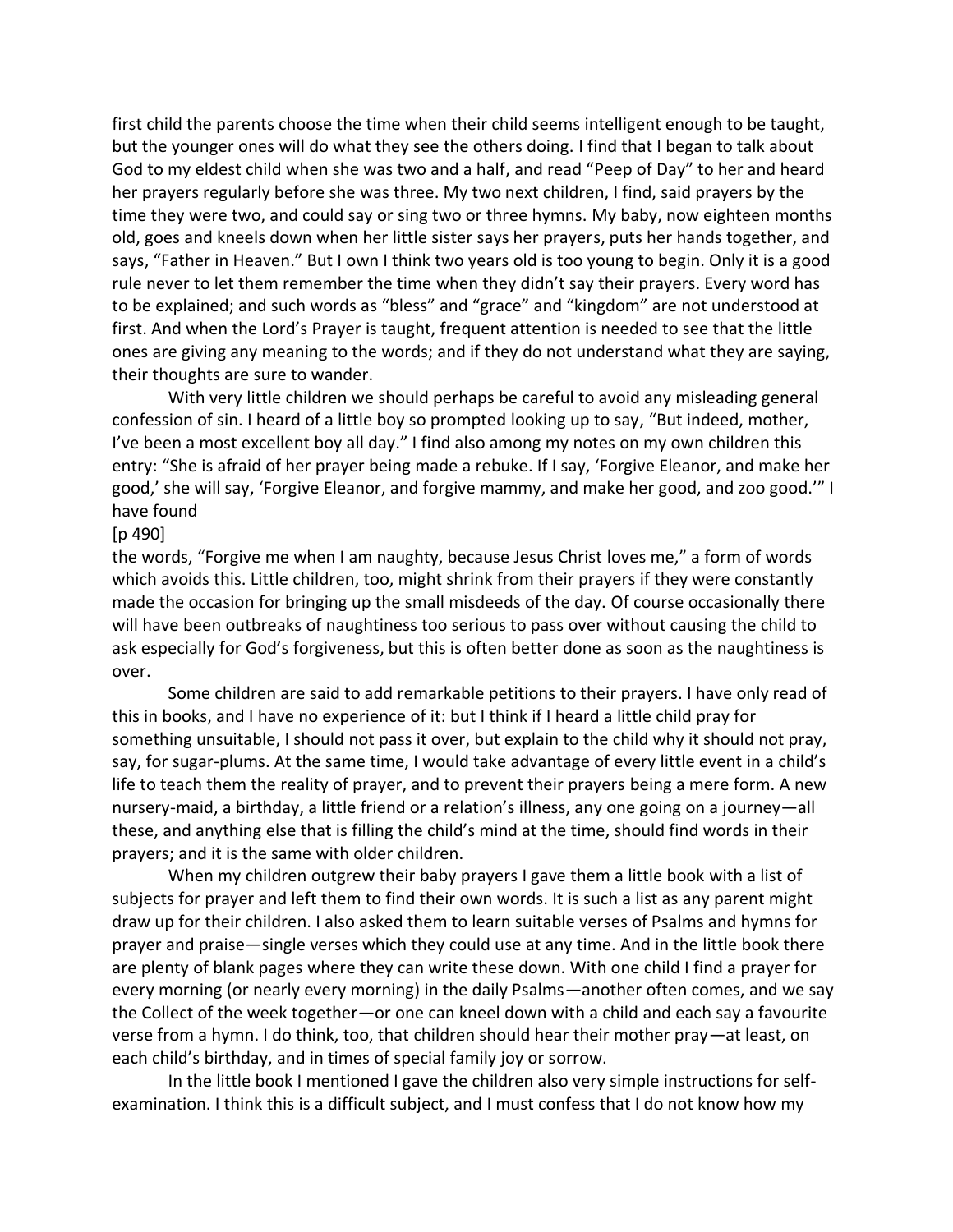first child the parents choose the time when their child seems intelligent enough to be taught, but the younger ones will do what they see the others doing. I find that I began to talk about God to my eldest child when she was two and a half, and read "Peep of Day" to her and heard her prayers regularly before she was three. My two next children, I find, said prayers by the time they were two, and could say or sing two or three hymns. My baby, now eighteen months old, goes and kneels down when her little sister says her prayers, puts her hands together, and says, "Father in Heaven." But I own I think two years old is too young to begin. Only it is a good rule never to let them remember the time when they didn't say their prayers. Every word has to be explained; and such words as "bless" and "grace" and "kingdom" are not understood at first. And when the Lord's Prayer is taught, frequent attention is needed to see that the little ones are giving any meaning to the words; and if they do not understand what they are saying, their thoughts are sure to wander.

With very little children we should perhaps be careful to avoid any misleading general confession of sin. I heard of a little boy so prompted looking up to say, "But indeed, mother, I've been a most excellent boy all day." I find also among my notes on my own children this entry: "She is afraid of her prayer being made a rebuke. If I say, 'Forgive Eleanor, and make her good,' she will say, 'Forgive Eleanor, and forgive mammy, and make her good, and zoo good.'" I have found

[p 490]

the words, "Forgive me when I am naughty, because Jesus Christ loves me," a form of words which avoids this. Little children, too, might shrink from their prayers if they were constantly made the occasion for bringing up the small misdeeds of the day. Of course occasionally there will have been outbreaks of naughtiness too serious to pass over without causing the child to ask especially for God's forgiveness, but this is often better done as soon as the naughtiness is over.

Some children are said to add remarkable petitions to their prayers. I have only read of this in books, and I have no experience of it: but I think if I heard a little child pray for something unsuitable, I should not pass it over, but explain to the child why it should not pray, say, for sugar-plums. At the same time, I would take advantage of every little event in a child's life to teach them the reality of prayer, and to prevent their prayers being a mere form. A new nursery-maid, a birthday, a little friend or a relation's illness, any one going on a journey—all these, and anything else that is filling the child's mind at the time, should find words in their prayers; and it is the same with older children.

When my children outgrew their baby prayers I gave them a little book with a list of subjects for prayer and left them to find their own words. It is such a list as any parent might draw up for their children. I also asked them to learn suitable verses of Psalms and hymns for prayer and praise—single verses which they could use at any time. And in the little book there are plenty of blank pages where they can write these down. With one child I find a prayer for every morning (or nearly every morning) in the daily Psalms—another often comes, and we say the Collect of the week together—or one can kneel down with a child and each say a favourite verse from a hymn. I do think, too, that children should hear their mother pray—at least, on each child's birthday, and in times of special family joy or sorrow.

In the little book I mentioned I gave the children also very simple instructions for self-examination. I think this is a difficult subject, and I must confess that I do not know how my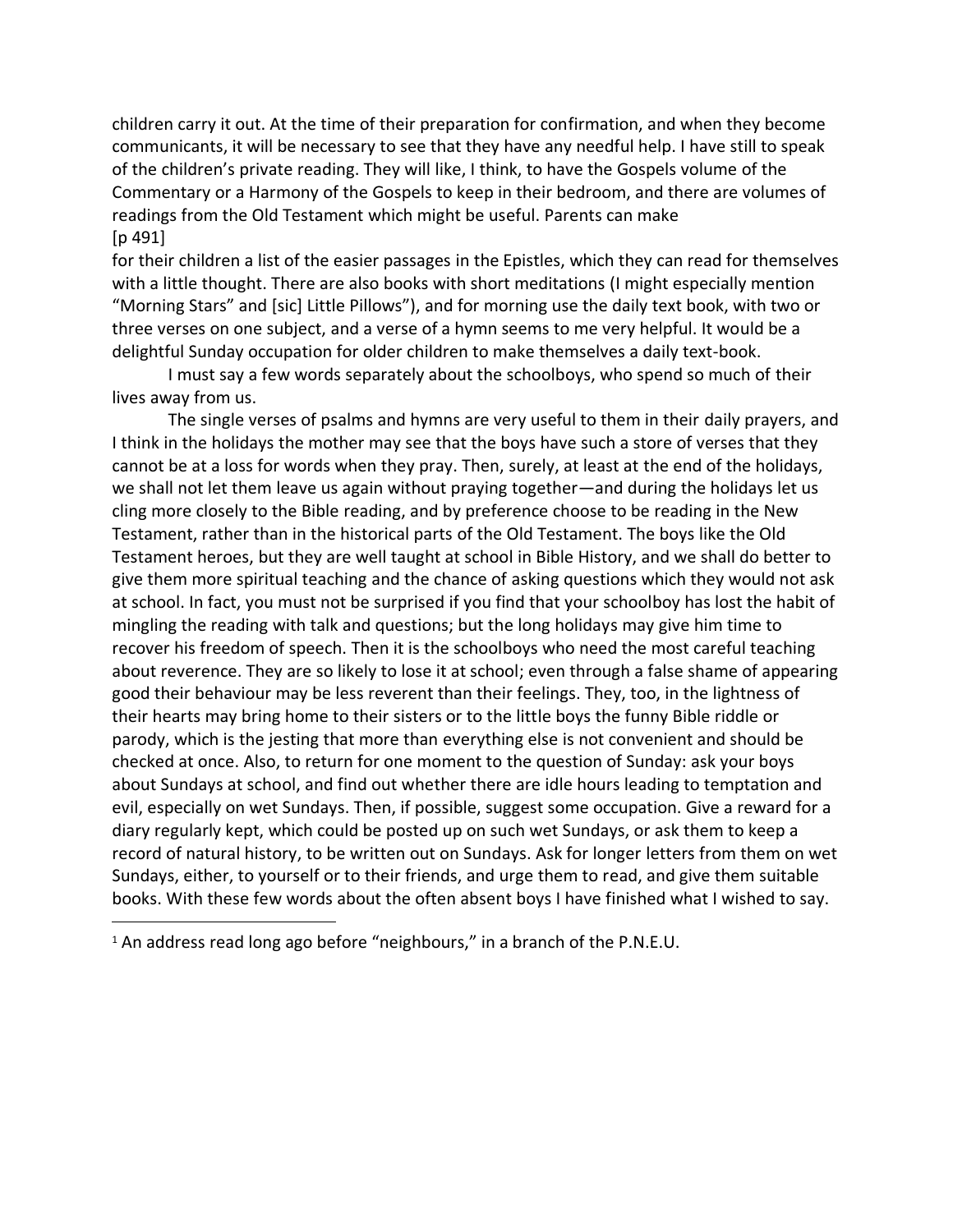children carry it out. At the time of their preparation for confirmation, and when they become communicants, it will be necessary to see that they have any needful help. I have still to speak of the children's private reading. They will like, I think, to have the Gospels volume of the Commentary or a Harmony of the Gospels to keep in their bedroom, and there are volumes of readings from the Old Testament which might be useful. Parents can make
[p 491]
for their children a list of the easier passages in the Epistles, which they can read for themselves with a little thought. There are also books with short meditations (I might especially mention "Morning Stars" and [sic] Little Pillows"), and for morning use the daily text book, with two or three verses on one subject, and a verse of a hymn seems to me very helpful. It would be a delightful Sunday occupation for older children to make themselves a daily text-book.

I must say a few words separately about the schoolboys, who spend so much of their lives away from us.

The single verses of psalms and hymns are very useful to them in their daily prayers, and I think in the holidays the mother may see that the boys have such a store of verses that they cannot be at a loss for words when they pray. Then, surely, at least at the end of the holidays, we shall not let them leave us again without praying together—and during the holidays let us cling more closely to the Bible reading, and by preference choose to be reading in the New Testament, rather than in the historical parts of the Old Testament. The boys like the Old Testament heroes, but they are well taught at school in Bible History, and we shall do better to give them more spiritual teaching and the chance of asking questions which they would not ask at school. In fact, you must not be surprised if you find that your schoolboy has lost the habit of mingling the reading with talk and questions; but the long holidays may give him time to recover his freedom of speech. Then it is the schoolboys who need the most careful teaching about reverence. They are so likely to lose it at school; even through a false shame of appearing good their behaviour may be less reverent than their feelings. They, too, in the lightness of their hearts may bring home to their sisters or to the little boys the funny Bible riddle or parody, which is the jesting that more than everything else is not convenient and should be checked at once. Also, to return for one moment to the question of Sunday: ask your boys about Sundays at school, and find out whether there are idle hours leading to temptation and evil, especially on wet Sundays. Then, if possible, suggest some occupation. Give a reward for a diary regularly kept, which could be posted up on such wet Sundays, or ask them to keep a record of natural history, to be written out on Sundays. Ask for longer letters from them on wet Sundays, either, to yourself or to their friends, and urge them to read, and give them suitable books. With these few words about the often absent boys I have finished what I wished to say.

---

[1] An address read long ago before "neighbours," in a branch of the P.N.E.U.